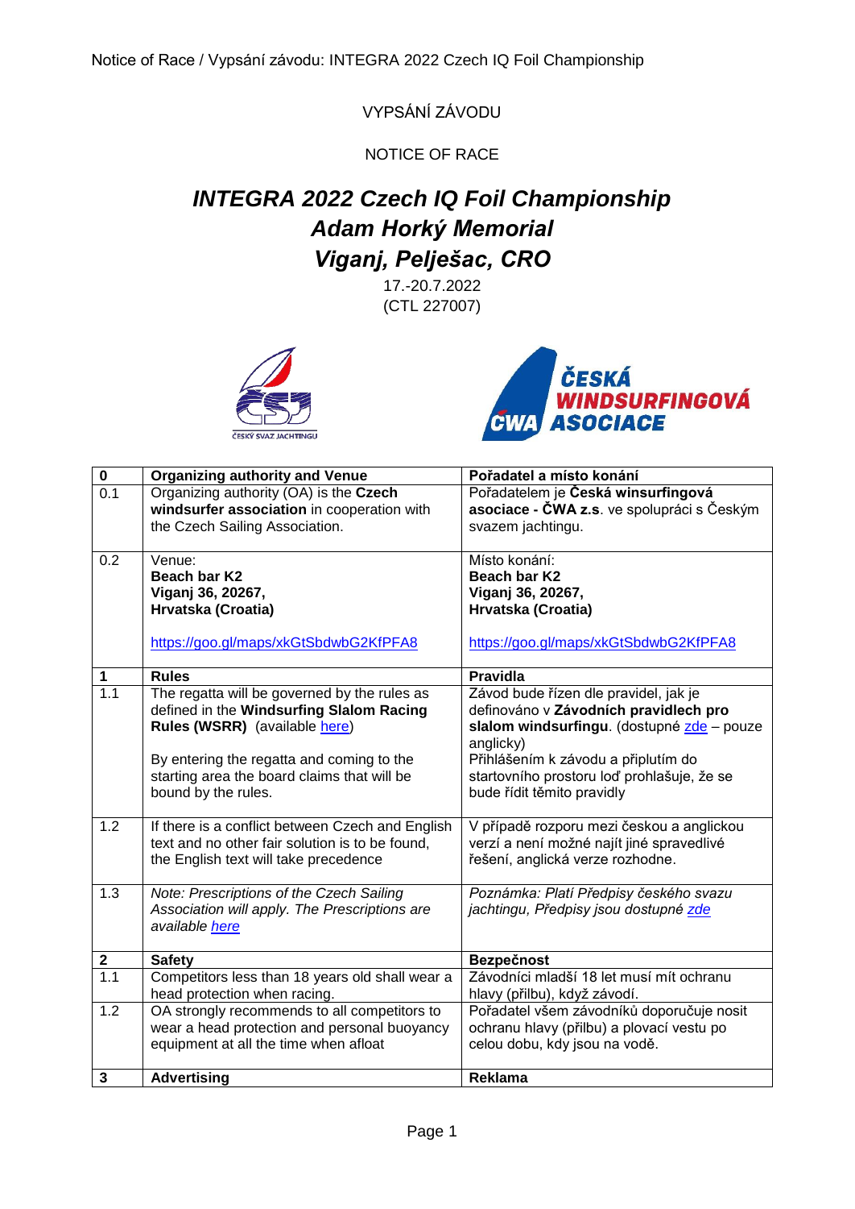VYPSÁNÍ ZÁVODU

NOTICE OF RACE

# *INTEGRA 2022 Czech IQ Foil Championship*
# *Adam Horký Memorial*
# *Viganj, Pelješac, CRO*

17.-20.7.2022

(CTL 227007)

| **0** | **Organizing authority and Venue** | **Pořadatel a místo konání** |
|---|---|---|
| 0.1 | Organizing authority (OA) is the **Czech windsurfer association** in cooperation with the Czech Sailing Association. | Pořadatelem je **Česká winsurfingová asociace - ČWA z.s**. ve spolupráci s Českým svazem jachtingu. |
| 0.2 | Venue:<br>**Beach bar K2**<br>**Viganj 36, 20267,**<br>**Hrvatska (Croatia)**<br><br>https://goo.gl/maps/xkGtSbdwbG2KfPFA8 | Místo konání:<br>**Beach bar K2**<br>**Viganj 36, 20267,**<br>**Hrvatska (Croatia)**<br><br>https://goo.gl/maps/xkGtSbdwbG2KfPFA8 |
| **1** | **Rules** | **Pravidla** |
| 1.1 | The regatta will be governed by the rules as defined in the **Windsurfing Slalom Racing Rules (WSRR)** (available here)<br><br>By entering the regatta and coming to the starting area the board claims that will be bound by the rules. | Závod bude řízen dle pravidel, jak je definováno v **Závodních pravidlech pro slalom windsurfingu**. (dostupné zde – pouze anglicky)<br>Přihlášením k závodu a připlutím do startovního prostoru loď prohlašuje, že se bude řídit těmito pravidly |
| 1.2 | If there is a conflict between Czech and English text and no other fair solution is to be found, the English text will take precedence | V případě rozporu mezi českou a anglickou verzí a není možné najít jiné spravedlivé řešení, anglická verze rozhodne. |
| 1.3 | *Note: Prescriptions of the Czech Sailing Association will apply. The Prescriptions are available here* | *Poznámka: Platí Předpisy českého svazu jachtingu, Předpisy jsou dostupné zde* |
| **2** | **Safety** | **Bezpečnost** |
| 1.1 | Competitors less than 18 years old shall wear a head protection when racing. | Závodníci mladší 18 let musí mít ochranu hlavy (přilbu), když závodí. |
| 1.2 | OA strongly recommends to all competitors to wear a head protection and personal buoyancy equipment at all the time when afloat | Pořadatel všem závodníků doporučuje nosit ochranu hlavy (přilbu) a plovací vestu po celou dobu, kdy jsou na vodě. |
| **3** | **Advertising** | **Reklama** |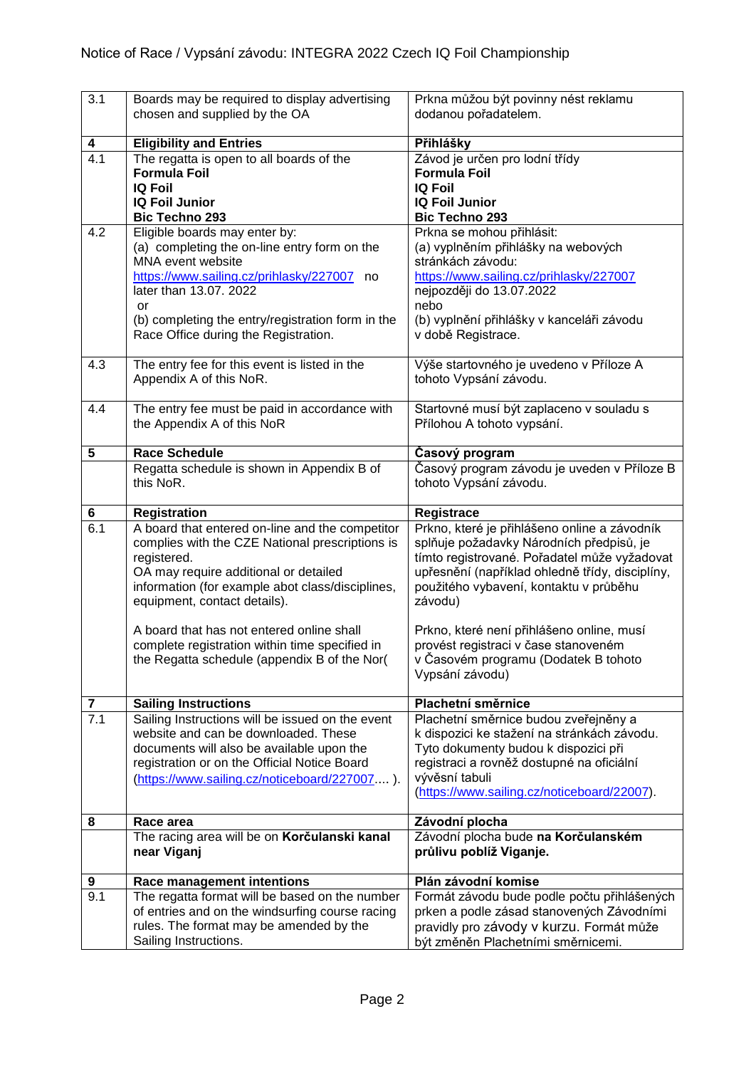| | | |
|---|---|---|
| 3.1 | Boards may be required to display advertising chosen and supplied by the OA | Prkna můžou být povinny nést reklamu dodanou pořadatelem. |
| **4** | **Eligibility and Entries** | **Přihlášky** |
| 4.1 | The regatta is open to all boards of the<br>**Formula Foil**<br>**IQ Foil**<br>**IQ Foil Junior**<br>**Bic Techno 293** | Závod je určen pro lodní třídy<br>**Formula Foil**<br>**IQ Foil**<br>**IQ Foil Junior**<br>**Bic Techno 293** |
| 4.2 | Eligible boards may enter by:<br>(a) completing the on-line entry form on the MNA event website https://www.sailing.cz/prihlasky/227007 no later than 13.07. 2022<br>or<br>(b) completing the entry/registration form in the Race Office during the Registration. | Prkna se mohou přihlásit:<br>(a) vyplněním přihlášky na webových stránkách závodu:<br>https://www.sailing.cz/prihlasky/227007<br>nejpozději do 13.07.2022<br>nebo<br>(b) vyplnění přihlášky v kanceláři závodu v době Registrace. |
| 4.3 | The entry fee for this event is listed in the Appendix A of this NoR. | Výše startovného je uvedeno v Příloze A tohoto Vypsání závodu. |
| 4.4 | The entry fee must be paid in accordance with the Appendix A of this NoR | Startovné musí být zaplaceno v souladu s Přílohou A tohoto vypsání. |
| **5** | **Race Schedule** | **Časový program** |
| | Regatta schedule is shown in Appendix B of this NoR. | Časový program závodu je uveden v Příloze B tohoto Vypsání závodu. |
| **6** | **Registration** | **Registrace** |
| 6.1 | A board that entered on-line and the competitor complies with the CZE National prescriptions is registered.<br>OA may require additional or detailed information (for example abot class/disciplines, equipment, contact details).<br><br>A board that has not entered online shall complete registration within time specified in the Regatta schedule (appendix B of the Nor( | Prkno, které je přihlášeno online a závodník splňuje požadavky Národních předpisů, je tímto registrované. Pořadatel může vyžadovat upřesnění (například ohledně třídy, disciplíny, použitého vybavení, kontaktu v průběhu závodu)<br><br>Prkno, které není přihlášeno online, musí provést registraci v čase stanoveném v Časovém programu (Dodatek B tohoto Vypsání závodu) |
| **7** | **Sailing Instructions** | **Plachetní směrnice** |
| 7.1 | Sailing Instructions will be issued on the event website and can be downloaded. These documents will also be available upon the registration or on the Official Notice Board (https://www.sailing.cz/noticeboard/227007.... ). | Plachetní směrnice budou zveřejněny a k dispozici ke stažení na stránkách závodu. Tyto dokumenty budou k dispozici při registraci a rovněž dostupné na oficiální vývěsní tabuli (https://www.sailing.cz/noticeboard/22007). |
| **8** | **Race area** | **Závodní plocha** |
| | The racing area will be on **Korčulanski kanal near Viganj** | Závodní plocha bude **na Korčulanském průlivu poblíž Viganje.** |
| **9** | **Race management intentions** | **Plán závodní komise** |
| 9.1 | The regatta format will be based on the number of entries and on the windsurfing course racing rules. The format may be amended by the Sailing Instructions. | Formát závodu bude podle počtu přihlášených prken a podle zásad stanovených Závodními pravidly pro závody v kurzu. Formát může být změněn Plachetními směrnicemi. |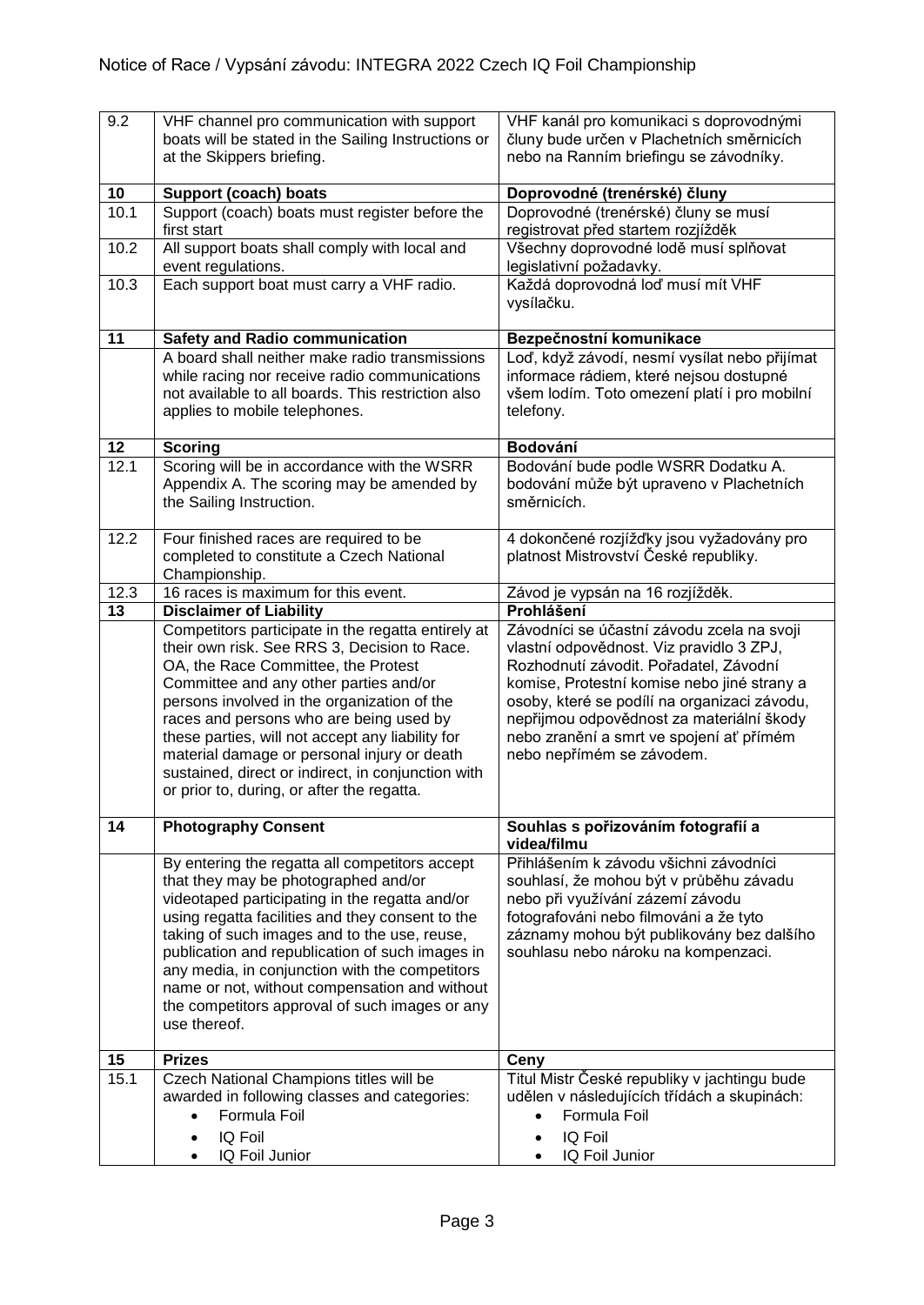| | | |
|---|---|---|
| 9.2 | VHF channel pro communication with support boats will be stated in the Sailing Instructions or at the Skippers briefing. | VHF kanál pro komunikaci s doprovodnými čluny bude určen v Plachetních směrnicích nebo na Ranním briefingu se závodníky. |
| **10** | **Support (coach) boats** | **Doprovodné (trenérské) čluny** |
| 10.1 | Support (coach) boats must register before the first start | Doprovodné (trenérské) čluny se musí registrovat před startem rozjížděk |
| 10.2 | All support boats shall comply with local and event regulations. | Všechny doprovodné lodě musí splňovat legislativní požadavky. |
| 10.3 | Each support boat must carry a VHF radio. | Každá doprovodná loď musí mít VHF vysílačku. |
| **11** | **Safety and Radio communication** | **Bezpečnostní komunikace** |
| | A board shall neither make radio transmissions while racing nor receive radio communications not available to all boards. This restriction also applies to mobile telephones. | Loď, když závodí, nesmí vysílat nebo přijímat informace rádiem, které nejsou dostupné všem lodím. Toto omezení platí i pro mobilní telefony. |
| **12** | **Scoring** | **Bodování** |
| 12.1 | Scoring will be in accordance with the WSRR Appendix A. The scoring may be amended by the Sailing Instruction. | Bodování bude podle WSRR Dodatku A. bodování může být upraveno v Plachetních směrnicích. |
| 12.2 | Four finished races are required to be completed to constitute a Czech National Championship. | 4 dokončené rozjížďky jsou vyžadovány pro platnost Mistrovství České republiky. |
| 12.3 | 16 races is maximum for this event. | Závod je vypsán na 16 rozjížděk. |
| **13** | **Disclaimer of Liability** | **Prohlášení** |
| | Competitors participate in the regatta entirely at their own risk. See RRS 3, Decision to Race. OA, the Race Committee, the Protest Committee and any other parties and/or persons involved in the organization of the races and persons who are being used by these parties, will not accept any liability for material damage or personal injury or death sustained, direct or indirect, in conjunction with or prior to, during, or after the regatta. | Závodníci se účastní závodu zcela na svoji vlastní odpovědnost. Viz pravidlo 3 ZPJ, Rozhodnutí závodit. Pořadatel, Závodní komise, Protestní komise nebo jiné strany a osoby, které se podílí na organizaci závodu, nepřijmou odpovědnost za materiální škody nebo zranění a smrt ve spojení ať přímém nebo nepřímém se závodem. |
| **14** | **Photography Consent** | **Souhlas s pořizováním fotografií a videa/filmu** |
| | By entering the regatta all competitors accept that they may be photographed and/or videotaped participating in the regatta and/or using regatta facilities and they consent to the taking of such images and to the use, reuse, publication and republication of such images in any media, in conjunction with the competitors name or not, without compensation and without the competitors approval of such images or any use thereof. | Přihlášením k závodu všichni závodníci souhlasí, že mohou být v průběhu závadu nebo při využívání zázemí závodu fotografováni nebo filmováni a že tyto záznamy mohou být publikovány bez dalšího souhlasu nebo nároku na kompenzaci. |
| **15** | **Prizes** | **Ceny** |
| 15.1 | Czech National Champions titles will be awarded in following classes and categories:<br>• Formula Foil<br>• IQ Foil<br>• IQ Foil Junior | Titul Mistr České republiky v jachtingu bude udělen v následujících třídách a skupinách:<br>• Formula Foil<br>• IQ Foil<br>• IQ Foil Junior |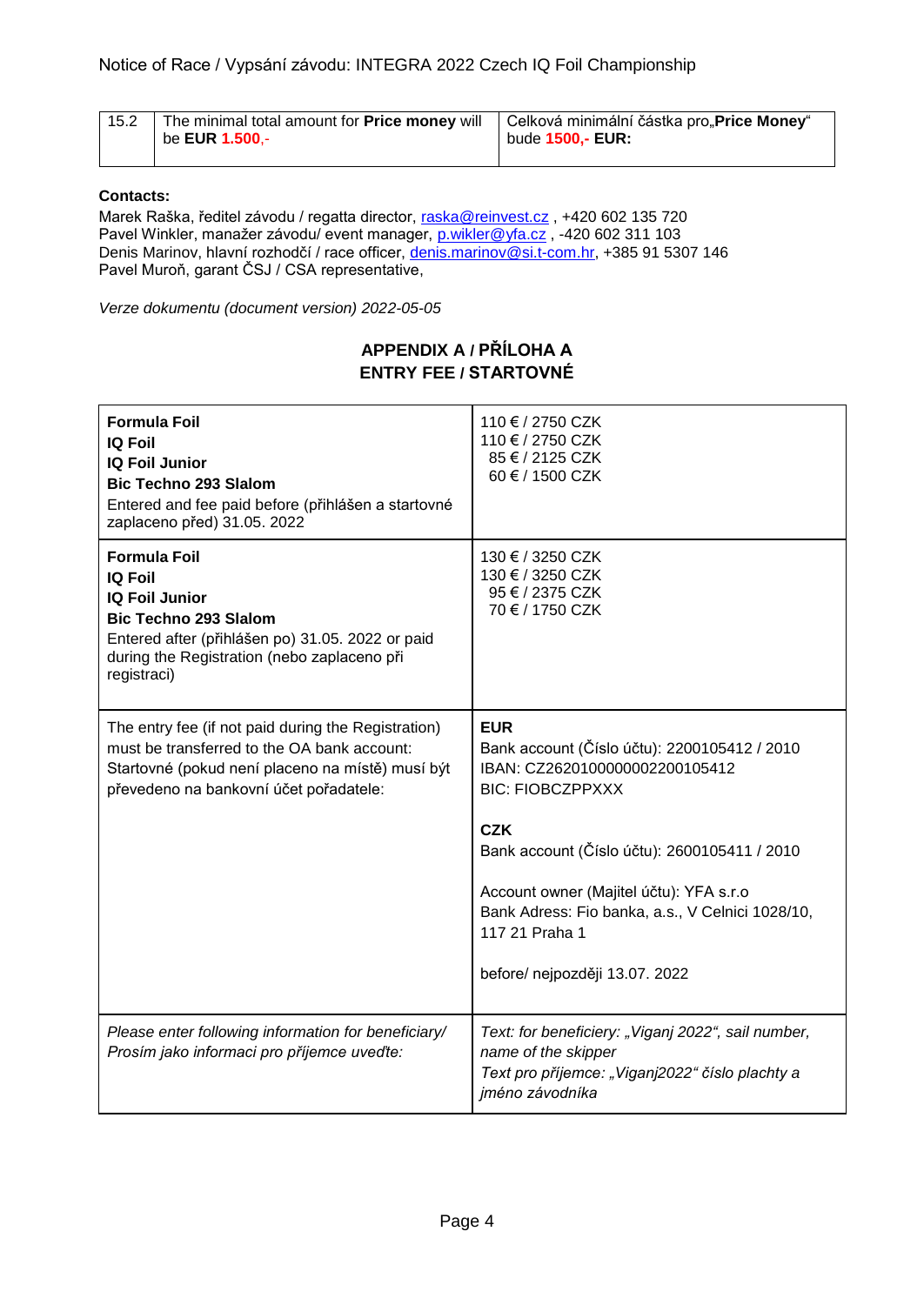| 15.2 | The minimal total amount for **Price money** will be **EUR 1.500**,- | Celková minimální částka pro„**Price Money**" bude **1500,- EUR:** |
|---|---|---|

**Contacts:**

Marek Raška, ředitel závodu / regatta director, raska@reinvest.cz , +420 602 135 720
Pavel Winkler, manažer závodu/ event manager, p.wikler@yfa.cz , -420 602 311 103
Denis Marinov, hlavní rozhodčí / race officer, denis.marinov@si.t-com.hr, +385 91 5307 146
Pavel Muroň, garant ČSJ / CSA representative,

*Verze dokumentu (document version) 2022-05-05*

## APPENDIX A / PŘÍLOHA A
## ENTRY FEE / STARTOVNÉ

| | |
|---|---|
| **Formula Foil**<br>**IQ Foil**<br>**IQ Foil Junior**<br>**Bic Techno 293 Slalom**<br>Entered and fee paid before (přihlášen a startovné zaplaceno před) 31.05. 2022 | 110 € / 2750 CZK<br>110 € / 2750 CZK<br>85 € / 2125 CZK<br>60 € / 1500 CZK |
| **Formula Foil**<br>**IQ Foil**<br>**IQ Foil Junior**<br>**Bic Techno 293 Slalom**<br>Entered after (přihlášen po) 31.05. 2022 or paid during the Registration (nebo zaplaceno při registraci) | 130 € / 3250 CZK<br>130 € / 3250 CZK<br>95 € / 2375 CZK<br>70 € / 1750 CZK |
| The entry fee (if not paid during the Registration) must be transferred to the OA bank account:<br>Startovné (pokud není placeno na místě) musí být převedeno na bankovní účet pořadatele: | **EUR**<br>Bank account (Číslo účtu): 2200105412 / 2010<br>IBAN: CZ2620100000002200105412<br>BIC: FIOBCZPPXXX<br><br>**CZK**<br>Bank account (Číslo účtu): 2600105411 / 2010<br><br>Account owner (Majitel účtu): YFA s.r.o<br>Bank Adress: Fio banka, a.s., V Celnici 1028/10, 117 21 Praha 1<br><br>before/ nejpozději 13.07. 2022 |
| *Please enter following information for beneficiary/ Prosím jako informaci pro příjemce uveďte:* | *Text: for beneficiery: „Viganj 2022", sail number, name of the skipper*<br>*Text pro příjemce: „Viganj2022" číslo plachty a jméno závodníka* |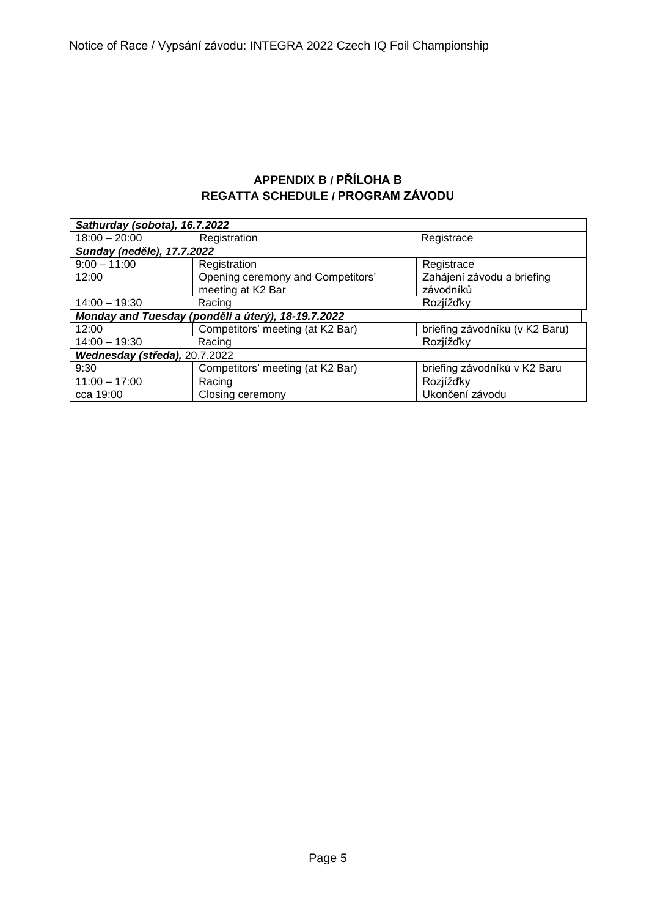## APPENDIX B / PŘÍLOHA B
## REGATTA SCHEDULE / PROGRAM ZÁVODU

| | | |
|---|---|---|
| ***Sathurday (sobota), 16.7.2022*** | | |
| 18:00 – 20:00 | Registration | Registrace |
| ***Sunday (neděle), 17.7.2022*** | | |
| 9:00 – 11:00 | Registration | Registrace |
| 12:00 | Opening ceremony and Competitors' meeting at K2 Bar | Zahájení závodu a briefing závodníků |
| 14:00 – 19:30 | Racing | Rozjížďky |
| ***Monday and Tuesday (pondělí a úterý), 18-19.7.2022*** | | |
| 12:00 | Competitors' meeting (at K2 Bar) | briefing závodníků (v K2 Baru) |
| 14:00 – 19:30 | Racing | Rozjížďky |
| ***Wednesday (středa),*** 20.7.2022 | | |
| 9:30 | Competitors' meeting (at K2 Bar) | briefing závodníků v K2 Baru |
| 11:00 – 17:00 | Racing | Rozjížďky |
| cca 19:00 | Closing ceremony | Ukončení závodu |